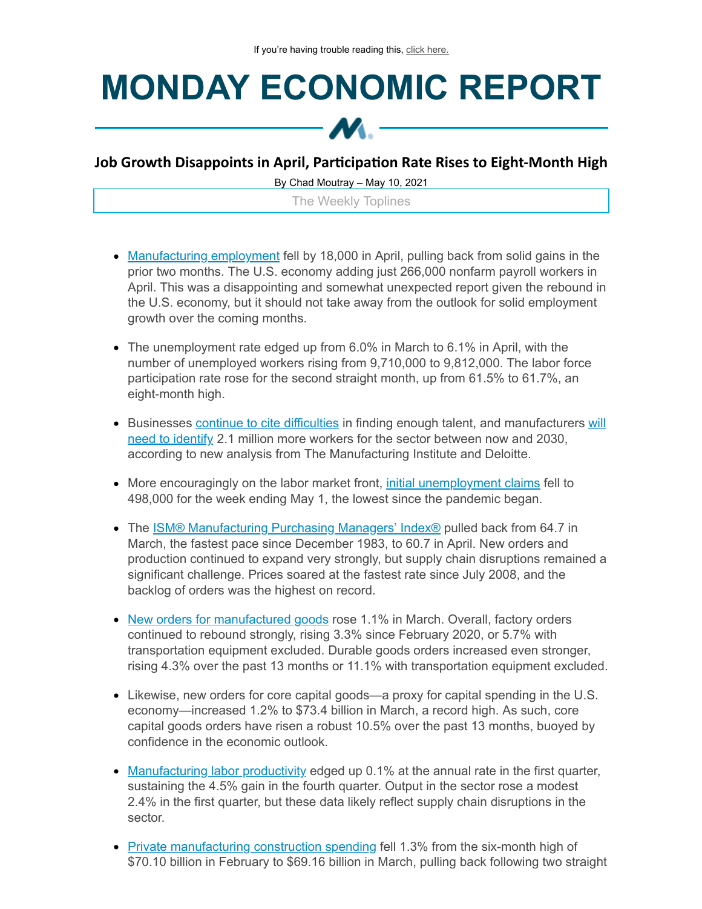If you're having trouble reading this, click here.

# MONDAY ECONOMIC REPORT

## Job Growth Disappoints in April, Participation Rate Rises to Eight-Month High

By Chad Moutray – May 10, 2021

The Weekly Toplines

- Manufacturing employment fell by 18,000 in April, pulling back from solid gains in the prior two months. The U.S. economy adding just 266,000 nonfarm payroll workers in April. This was a disappointing and somewhat unexpected report given the rebound in the U.S. economy, but it should not take away from the outlook for solid employment growth over the coming months.

- The unemployment rate edged up from 6.0% in March to 6.1% in April, with the number of unemployed workers rising from 9,710,000 to 9,812,000. The labor force participation rate rose for the second straight month, up from 61.5% to 61.7%, an eight-month high.

- Businesses continue to cite difficulties in finding enough talent, and manufacturers will need to identify 2.1 million more workers for the sector between now and 2030, according to new analysis from The Manufacturing Institute and Deloitte.

- More encouragingly on the labor market front, initial unemployment claims fell to 498,000 for the week ending May 1, the lowest since the pandemic began.

- The ISM® Manufacturing Purchasing Managers' Index® pulled back from 64.7 in March, the fastest pace since December 1983, to 60.7 in April. New orders and production continued to expand very strongly, but supply chain disruptions remained a significant challenge. Prices soared at the fastest rate since July 2008, and the backlog of orders was the highest on record.

- New orders for manufactured goods rose 1.1% in March. Overall, factory orders continued to rebound strongly, rising 3.3% since February 2020, or 5.7% with transportation equipment excluded. Durable goods orders increased even stronger, rising 4.3% over the past 13 months or 11.1% with transportation equipment excluded.

- Likewise, new orders for core capital goods—a proxy for capital spending in the U.S. economy—increased 1.2% to $73.4 billion in March, a record high. As such, core capital goods orders have risen a robust 10.5% over the past 13 months, buoyed by confidence in the economic outlook.

- Manufacturing labor productivity edged up 0.1% at the annual rate in the first quarter, sustaining the 4.5% gain in the fourth quarter. Output in the sector rose a modest 2.4% in the first quarter, but these data likely reflect supply chain disruptions in the sector.

- Private manufacturing construction spending fell 1.3% from the six-month high of $70.10 billion in February to $69.16 billion in March, pulling back following two straight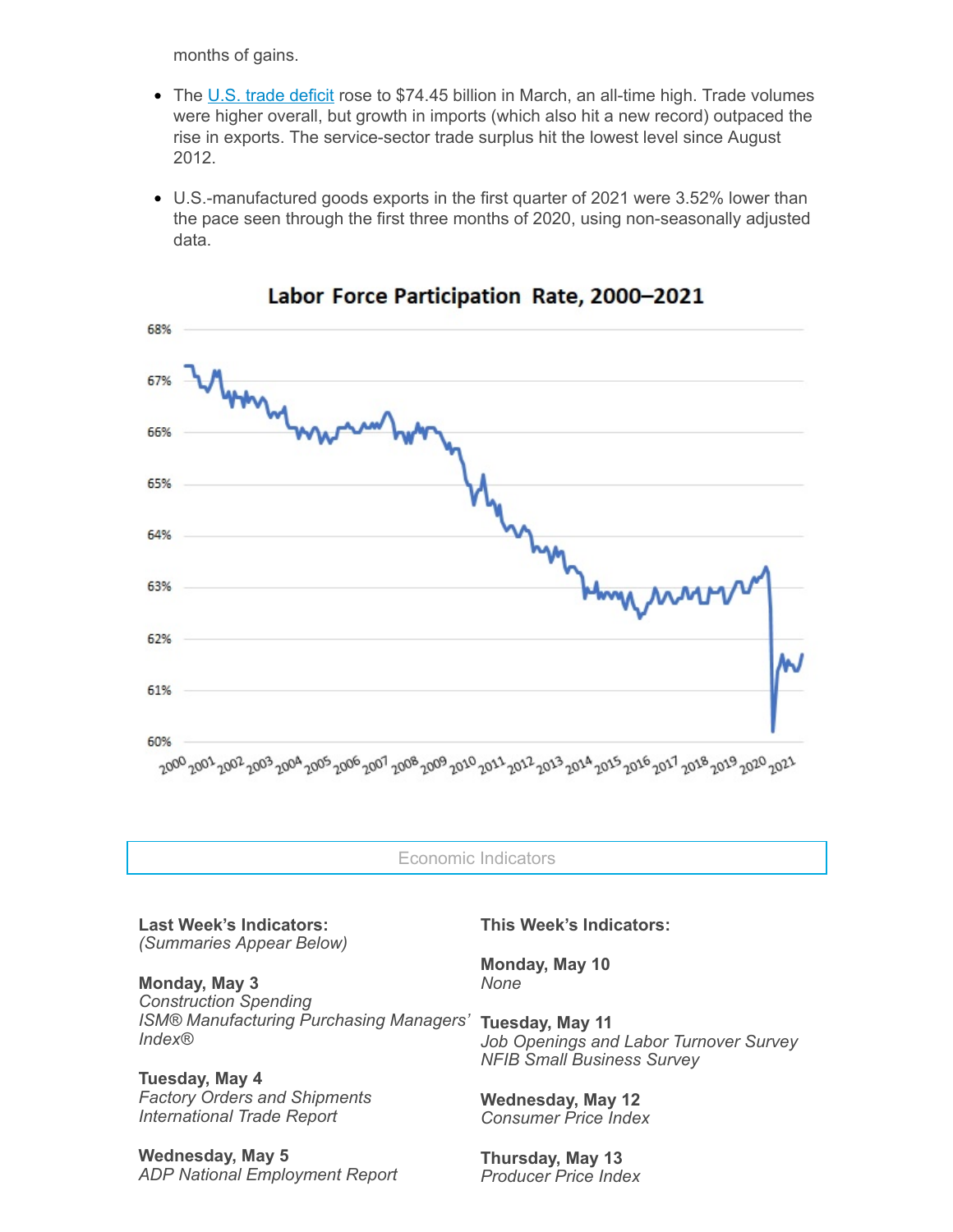months of gains.

- The U.S. trade deficit rose to $74.45 billion in March, an all-time high. Trade volumes were higher overall, but growth in imports (which also hit a new record) outpaced the rise in exports. The service-sector trade surplus hit the lowest level since August 2012.

- U.S.-manufactured goods exports in the first quarter of 2021 were 3.52% lower than the pace seen through the first three months of 2020, using non-seasonally adjusted data.

**Labor Force Participation Rate, 2000–2021**

Economic Indicators

**Last Week's Indicators:**
*(Summaries Appear Below)*

**Monday, May 3**
*Construction Spending*
*ISM® Manufacturing Purchasing Managers' Index®*

**Tuesday, May 4**
*Factory Orders and Shipments*
*International Trade Report*

**Wednesday, May 5**
*ADP National Employment Report*

**This Week's Indicators:**

**Monday, May 10**
*None*

**Tuesday, May 11**
*Job Openings and Labor Turnover Survey*
*NFIB Small Business Survey*

**Wednesday, May 12**
*Consumer Price Index*

**Thursday, May 13**
*Producer Price Index*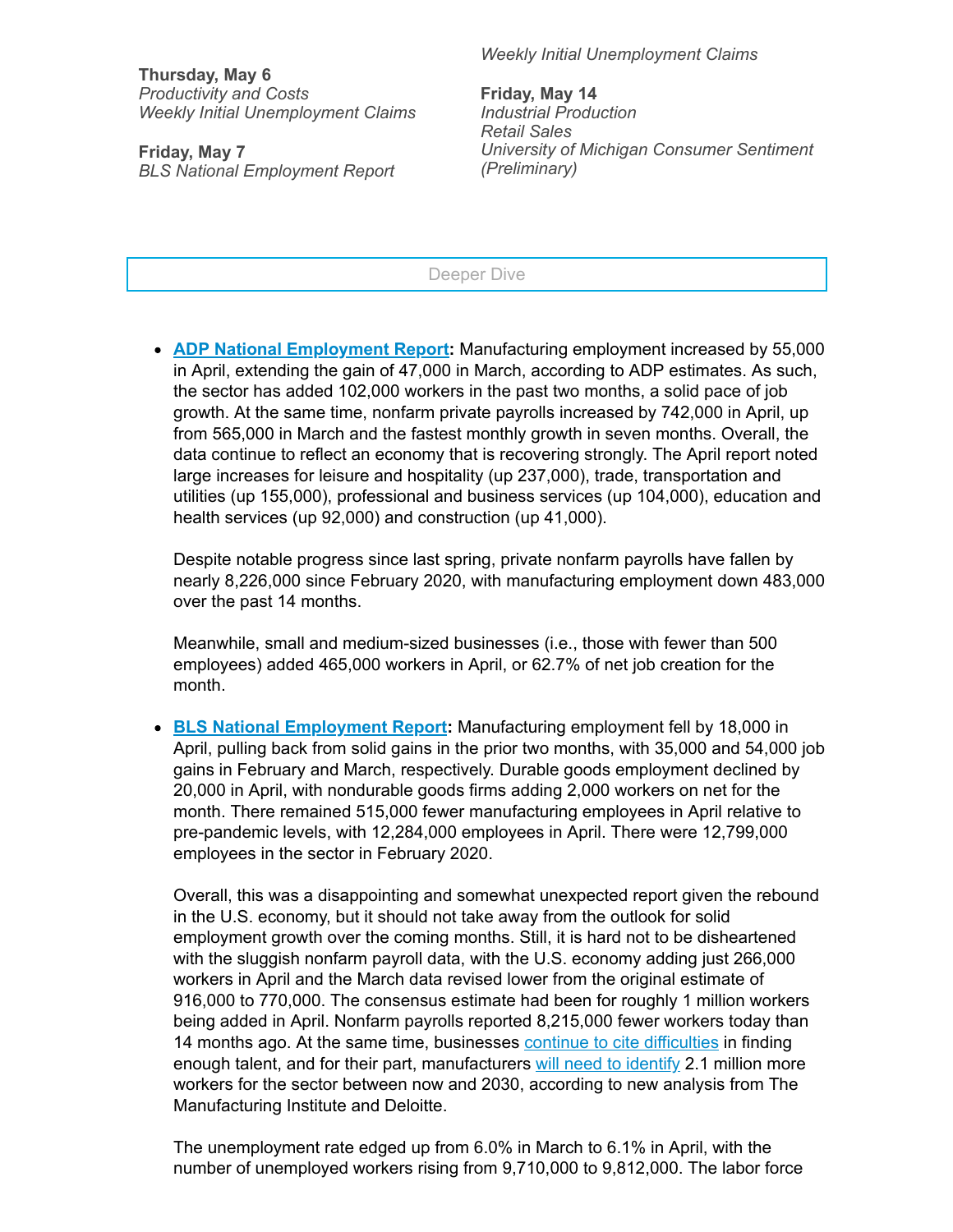**Thursday, May 6**
*Productivity and Costs*
*Weekly Initial Unemployment Claims*

**Friday, May 7**
*BLS National Employment Report*

*Weekly Initial Unemployment Claims*

**Friday, May 14**
*Industrial Production*
*Retail Sales*
*University of Michigan Consumer Sentiment (Preliminary)*

## Deeper Dive

- **ADP National Employment Report:** Manufacturing employment increased by 55,000 in April, extending the gain of 47,000 in March, according to ADP estimates. As such, the sector has added 102,000 workers in the past two months, a solid pace of job growth. At the same time, nonfarm private payrolls increased by 742,000 in April, up from 565,000 in March and the fastest monthly growth in seven months. Overall, the data continue to reflect an economy that is recovering strongly. The April report noted large increases for leisure and hospitality (up 237,000), trade, transportation and utilities (up 155,000), professional and business services (up 104,000), education and health services (up 92,000) and construction (up 41,000).

  Despite notable progress since last spring, private nonfarm payrolls have fallen by nearly 8,226,000 since February 2020, with manufacturing employment down 483,000 over the past 14 months.

  Meanwhile, small and medium-sized businesses (i.e., those with fewer than 500 employees) added 465,000 workers in April, or 62.7% of net job creation for the month.

- **BLS National Employment Report:** Manufacturing employment fell by 18,000 in April, pulling back from solid gains in the prior two months, with 35,000 and 54,000 job gains in February and March, respectively. Durable goods employment declined by 20,000 in April, with nondurable goods firms adding 2,000 workers on net for the month. There remained 515,000 fewer manufacturing employees in April relative to pre-pandemic levels, with 12,284,000 employees in April. There were 12,799,000 employees in the sector in February 2020.

  Overall, this was a disappointing and somewhat unexpected report given the rebound in the U.S. economy, but it should not take away from the outlook for solid employment growth over the coming months. Still, it is hard not to be disheartened with the sluggish nonfarm payroll data, with the U.S. economy adding just 266,000 workers in April and the March data revised lower from the original estimate of 916,000 to 770,000. The consensus estimate had been for roughly 1 million workers being added in April. Nonfarm payrolls reported 8,215,000 fewer workers today than 14 months ago. At the same time, businesses continue to cite difficulties in finding enough talent, and for their part, manufacturers will need to identify 2.1 million more workers for the sector between now and 2030, according to new analysis from The Manufacturing Institute and Deloitte.

  The unemployment rate edged up from 6.0% in March to 6.1% in April, with the number of unemployed workers rising from 9,710,000 to 9,812,000. The labor force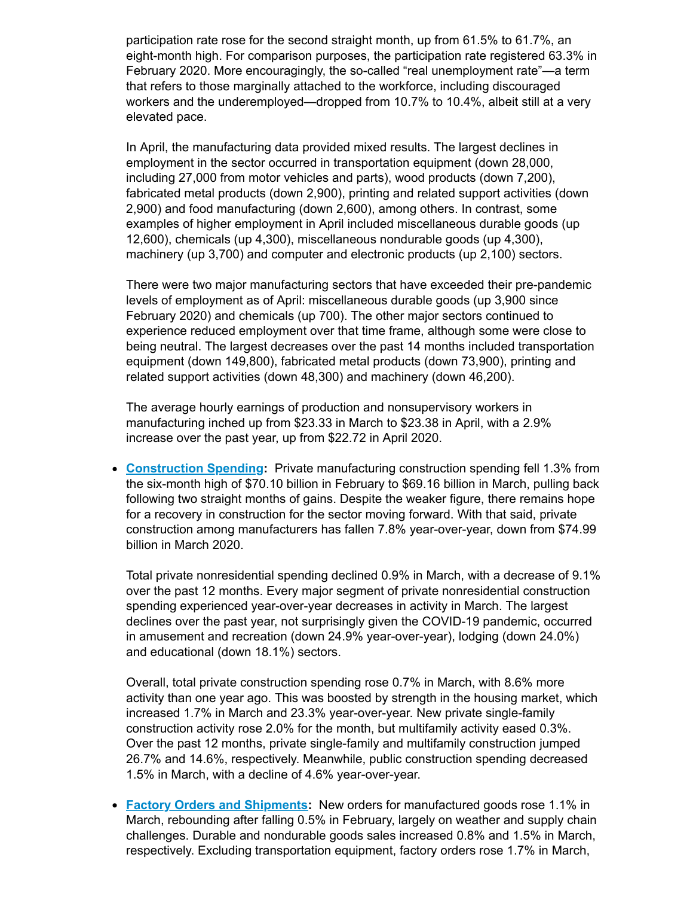participation rate rose for the second straight month, up from 61.5% to 61.7%, an eight-month high. For comparison purposes, the participation rate registered 63.3% in February 2020. More encouragingly, the so-called "real unemployment rate"—a term that refers to those marginally attached to the workforce, including discouraged workers and the underemployed—dropped from 10.7% to 10.4%, albeit still at a very elevated pace.

In April, the manufacturing data provided mixed results. The largest declines in employment in the sector occurred in transportation equipment (down 28,000, including 27,000 from motor vehicles and parts), wood products (down 7,200), fabricated metal products (down 2,900), printing and related support activities (down 2,900) and food manufacturing (down 2,600), among others. In contrast, some examples of higher employment in April included miscellaneous durable goods (up 12,600), chemicals (up 4,300), miscellaneous nondurable goods (up 4,300), machinery (up 3,700) and computer and electronic products (up 2,100) sectors.

There were two major manufacturing sectors that have exceeded their pre-pandemic levels of employment as of April: miscellaneous durable goods (up 3,900 since February 2020) and chemicals (up 700). The other major sectors continued to experience reduced employment over that time frame, although some were close to being neutral. The largest decreases over the past 14 months included transportation equipment (down 149,800), fabricated metal products (down 73,900), printing and related support activities (down 48,300) and machinery (down 46,200).

The average hourly earnings of production and nonsupervisory workers in manufacturing inched up from $23.33 in March to $23.38 in April, with a 2.9% increase over the past year, up from $22.72 in April 2020.

- **Construction Spending:** Private manufacturing construction spending fell 1.3% from the six-month high of $70.10 billion in February to $69.16 billion in March, pulling back following two straight months of gains. Despite the weaker figure, there remains hope for a recovery in construction for the sector moving forward. With that said, private construction among manufacturers has fallen 7.8% year-over-year, down from $74.99 billion in March 2020.

  Total private nonresidential spending declined 0.9% in March, with a decrease of 9.1% over the past 12 months. Every major segment of private nonresidential construction spending experienced year-over-year decreases in activity in March. The largest declines over the past year, not surprisingly given the COVID-19 pandemic, occurred in amusement and recreation (down 24.9% year-over-year), lodging (down 24.0%) and educational (down 18.1%) sectors.

  Overall, total private construction spending rose 0.7% in March, with 8.6% more activity than one year ago. This was boosted by strength in the housing market, which increased 1.7% in March and 23.3% year-over-year. New private single-family construction activity rose 2.0% for the month, but multifamily activity eased 0.3%. Over the past 12 months, private single-family and multifamily construction jumped 26.7% and 14.6%, respectively. Meanwhile, public construction spending decreased 1.5% in March, with a decline of 4.6% year-over-year.

- **Factory Orders and Shipments:** New orders for manufactured goods rose 1.1% in March, rebounding after falling 0.5% in February, largely on weather and supply chain challenges. Durable and nondurable goods sales increased 0.8% and 1.5% in March, respectively. Excluding transportation equipment, factory orders rose 1.7% in March,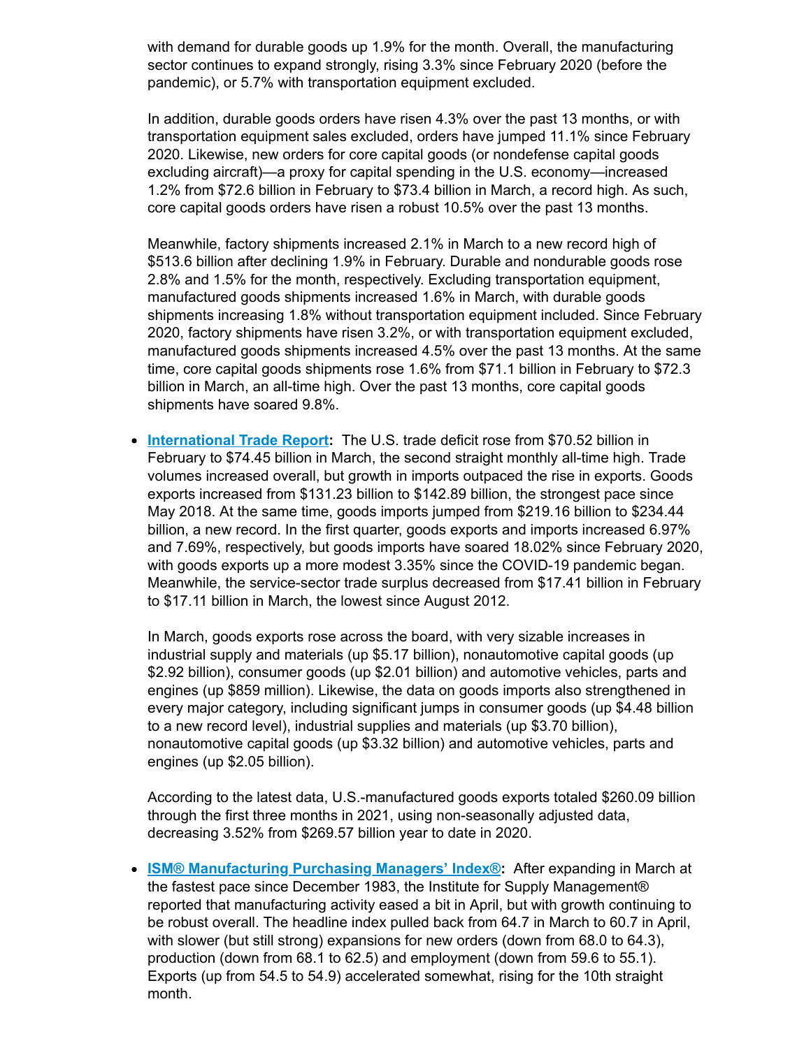with demand for durable goods up 1.9% for the month. Overall, the manufacturing sector continues to expand strongly, rising 3.3% since February 2020 (before the pandemic), or 5.7% with transportation equipment excluded.

In addition, durable goods orders have risen 4.3% over the past 13 months, or with transportation equipment sales excluded, orders have jumped 11.1% since February 2020. Likewise, new orders for core capital goods (or nondefense capital goods excluding aircraft)—a proxy for capital spending in the U.S. economy—increased 1.2% from $72.6 billion in February to $73.4 billion in March, a record high. As such, core capital goods orders have risen a robust 10.5% over the past 13 months.

Meanwhile, factory shipments increased 2.1% in March to a new record high of $513.6 billion after declining 1.9% in February. Durable and nondurable goods rose 2.8% and 1.5% for the month, respectively. Excluding transportation equipment, manufactured goods shipments increased 1.6% in March, with durable goods shipments increasing 1.8% without transportation equipment included. Since February 2020, factory shipments have risen 3.2%, or with transportation equipment excluded, manufactured goods shipments increased 4.5% over the past 13 months. At the same time, core capital goods shipments rose 1.6% from $71.1 billion in February to $72.3 billion in March, an all-time high. Over the past 13 months, core capital goods shipments have soared 9.8%.

- **International Trade Report:** The U.S. trade deficit rose from $70.52 billion in February to $74.45 billion in March, the second straight monthly all-time high. Trade volumes increased overall, but growth in imports outpaced the rise in exports. Goods exports increased from $131.23 billion to $142.89 billion, the strongest pace since May 2018. At the same time, goods imports jumped from $219.16 billion to $234.44 billion, a new record. In the first quarter, goods exports and imports increased 6.97% and 7.69%, respectively, but goods imports have soared 18.02% since February 2020, with goods exports up a more modest 3.35% since the COVID-19 pandemic began. Meanwhile, the service-sector trade surplus decreased from $17.41 billion in February to $17.11 billion in March, the lowest since August 2012.

  In March, goods exports rose across the board, with very sizable increases in industrial supply and materials (up $5.17 billion), nonautomotive capital goods (up $2.92 billion), consumer goods (up $2.01 billion) and automotive vehicles, parts and engines (up $859 million). Likewise, the data on goods imports also strengthened in every major category, including significant jumps in consumer goods (up $4.48 billion to a new record level), industrial supplies and materials (up $3.70 billion), nonautomotive capital goods (up $3.32 billion) and automotive vehicles, parts and engines (up $2.05 billion).

  According to the latest data, U.S.-manufactured goods exports totaled $260.09 billion through the first three months in 2021, using non-seasonally adjusted data, decreasing 3.52% from $269.57 billion year to date in 2020.

- **ISM® Manufacturing Purchasing Managers' Index®:** After expanding in March at the fastest pace since December 1983, the Institute for Supply Management® reported that manufacturing activity eased a bit in April, but with growth continuing to be robust overall. The headline index pulled back from 64.7 in March to 60.7 in April, with slower (but still strong) expansions for new orders (down from 68.0 to 64.3), production (down from 68.1 to 62.5) and employment (down from 59.6 to 55.1). Exports (up from 54.5 to 54.9) accelerated somewhat, rising for the 10th straight month.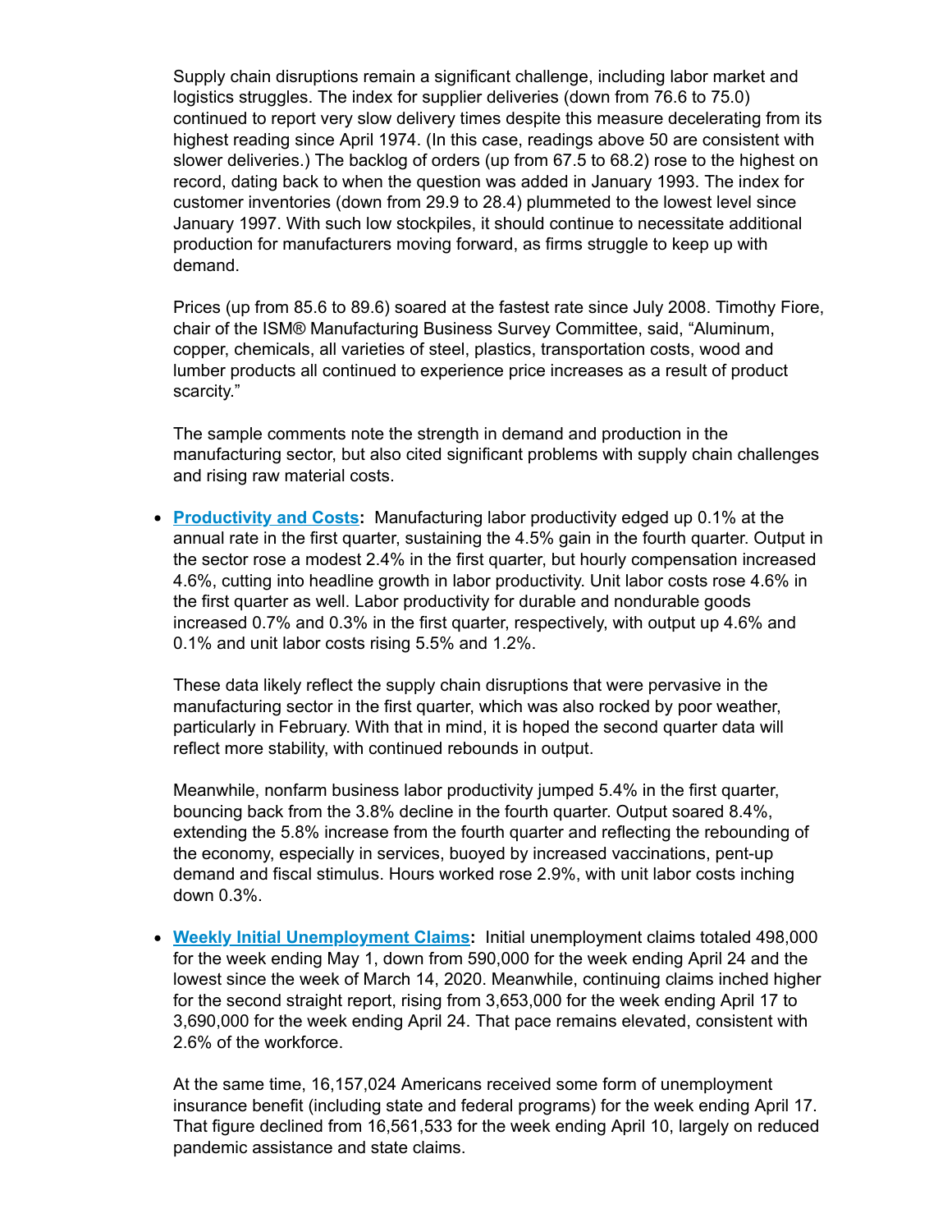Supply chain disruptions remain a significant challenge, including labor market and logistics struggles. The index for supplier deliveries (down from 76.6 to 75.0) continued to report very slow delivery times despite this measure decelerating from its highest reading since April 1974. (In this case, readings above 50 are consistent with slower deliveries.) The backlog of orders (up from 67.5 to 68.2) rose to the highest on record, dating back to when the question was added in January 1993. The index for customer inventories (down from 29.9 to 28.4) plummeted to the lowest level since January 1997. With such low stockpiles, it should continue to necessitate additional production for manufacturers moving forward, as firms struggle to keep up with demand.

Prices (up from 85.6 to 89.6) soared at the fastest rate since July 2008. Timothy Fiore, chair of the ISM® Manufacturing Business Survey Committee, said, "Aluminum, copper, chemicals, all varieties of steel, plastics, transportation costs, wood and lumber products all continued to experience price increases as a result of product scarcity."

The sample comments note the strength in demand and production in the manufacturing sector, but also cited significant problems with supply chain challenges and rising raw material costs.

- **Productivity and Costs:** Manufacturing labor productivity edged up 0.1% at the annual rate in the first quarter, sustaining the 4.5% gain in the fourth quarter. Output in the sector rose a modest 2.4% in the first quarter, but hourly compensation increased 4.6%, cutting into headline growth in labor productivity. Unit labor costs rose 4.6% in the first quarter as well. Labor productivity for durable and nondurable goods increased 0.7% and 0.3% in the first quarter, respectively, with output up 4.6% and 0.1% and unit labor costs rising 5.5% and 1.2%.

  These data likely reflect the supply chain disruptions that were pervasive in the manufacturing sector in the first quarter, which was also rocked by poor weather, particularly in February. With that in mind, it is hoped the second quarter data will reflect more stability, with continued rebounds in output.

  Meanwhile, nonfarm business labor productivity jumped 5.4% in the first quarter, bouncing back from the 3.8% decline in the fourth quarter. Output soared 8.4%, extending the 5.8% increase from the fourth quarter and reflecting the rebounding of the economy, especially in services, buoyed by increased vaccinations, pent-up demand and fiscal stimulus. Hours worked rose 2.9%, with unit labor costs inching down 0.3%.

- **Weekly Initial Unemployment Claims:** Initial unemployment claims totaled 498,000 for the week ending May 1, down from 590,000 for the week ending April 24 and the lowest since the week of March 14, 2020. Meanwhile, continuing claims inched higher for the second straight report, rising from 3,653,000 for the week ending April 17 to 3,690,000 for the week ending April 24. That pace remains elevated, consistent with 2.6% of the workforce.

  At the same time, 16,157,024 Americans received some form of unemployment insurance benefit (including state and federal programs) for the week ending April 17. That figure declined from 16,561,533 for the week ending April 10, largely on reduced pandemic assistance and state claims.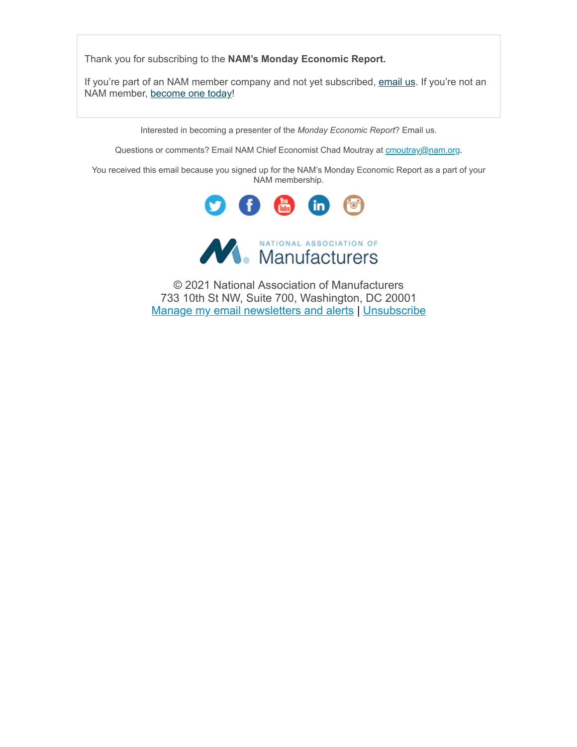Thank you for subscribing to the **NAM's Monday Economic Report.**

If you're part of an NAM member company and not yet subscribed, email us. If you're not an NAM member, become one today!

Interested in becoming a presenter of the *Monday Economic Report*? Email us.

Questions or comments? Email NAM Chief Economist Chad Moutray at cmoutray@nam.org.

You received this email because you signed up for the NAM's Monday Economic Report as a part of your NAM membership.

NATIONAL ASSOCIATION OF Manufacturers

© 2021 National Association of Manufacturers
733 10th St NW, Suite 700, Washington, DC 20001
Manage my email newsletters and alerts | Unsubscribe